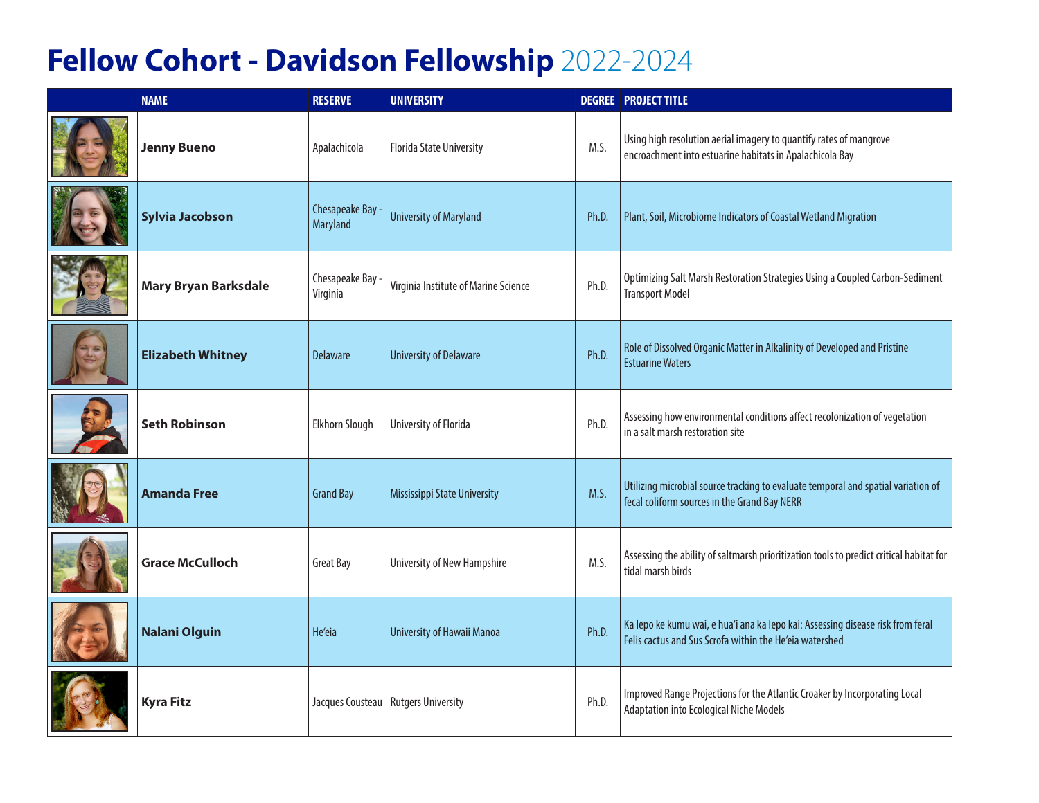# Fellow Cohort - Davidson Fellowship 2022-2024

| | NAME | RESERVE | UNIVERSITY | DEGREE | PROJECT TITLE |
|---|---|---|---|---|---|
| | **Jenny Bueno** | Apalachicola | Florida State University | M.S. | Using high resolution aerial imagery to quantify rates of mangrove encroachment into estuarine habitats in Apalachicola Bay |
| | **Sylvia Jacobson** | Chesapeake Bay - Maryland | University of Maryland | Ph.D. | Plant, Soil, Microbiome Indicators of Coastal Wetland Migration |
| | **Mary Bryan Barksdale** | Chesapeake Bay - Virginia | Virginia Institute of Marine Science | Ph.D. | Optimizing Salt Marsh Restoration Strategies Using a Coupled Carbon-Sediment Transport Model |
| | **Elizabeth Whitney** | Delaware | University of Delaware | Ph.D. | Role of Dissolved Organic Matter in Alkalinity of Developed and Pristine Estuarine Waters |
| | **Seth Robinson** | Elkhorn Slough | University of Florida | Ph.D. | Assessing how environmental conditions affect recolonization of vegetation in a salt marsh restoration site |
| | **Amanda Free** | Grand Bay | Mississippi State University | M.S. | Utilizing microbial source tracking to evaluate temporal and spatial variation of fecal coliform sources in the Grand Bay NERR |
| | **Grace McCulloch** | Great Bay | University of New Hampshire | M.S. | Assessing the ability of saltmarsh prioritization tools to predict critical habitat for tidal marsh birds |
| | **Nalani Olguin** | He'eia | University of Hawaii Manoa | Ph.D. | Ka lepo ke kumu wai, e hua'i ana ka lepo kai: Assessing disease risk from feral Felis cactus and Sus Scrofa within the He'eia watershed |
| | **Kyra Fitz** | Jacques Cousteau | Rutgers University | Ph.D. | Improved Range Projections for the Atlantic Croaker by Incorporating Local Adaptation into Ecological Niche Models |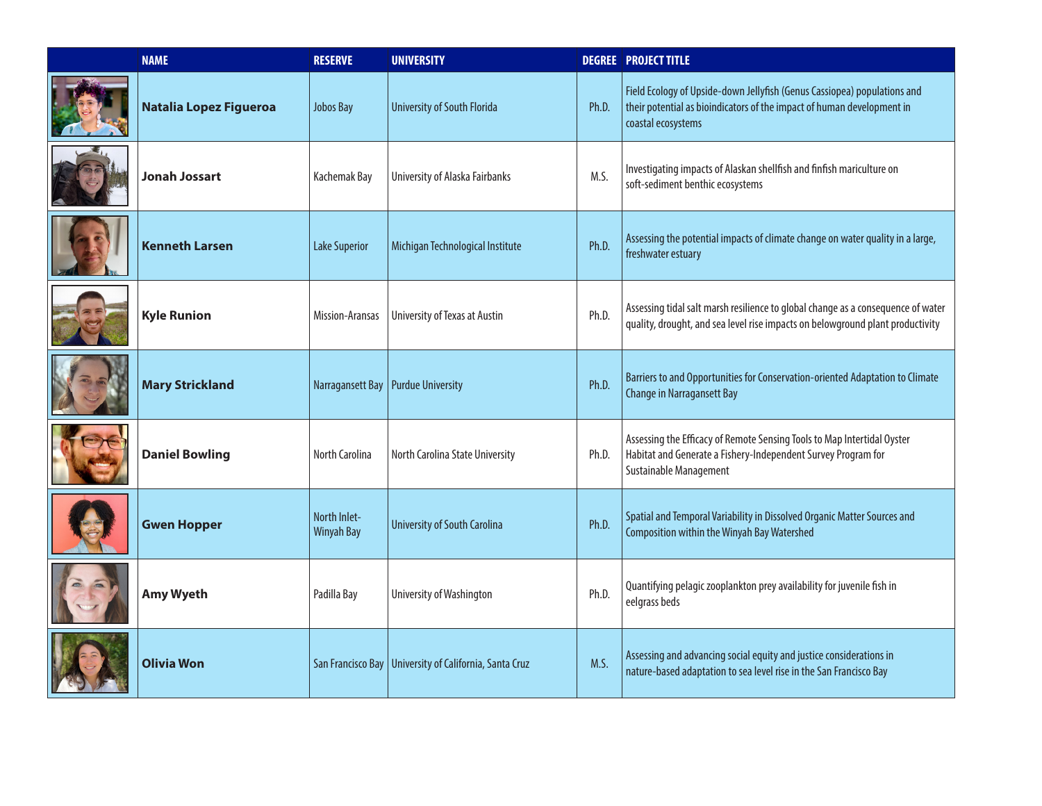| | NAME | RESERVE | UNIVERSITY | DEGREE | PROJECT TITLE |
|---|---|---|---|---|---|
| | **Natalia Lopez Figueroa** | Jobos Bay | University of South Florida | Ph.D. | Field Ecology of Upside-down Jellyfish (Genus Cassiopea) populations and their potential as bioindicators of the impact of human development in coastal ecosystems |
| | **Jonah Jossart** | Kachemak Bay | University of Alaska Fairbanks | M.S. | Investigating impacts of Alaskan shellfish and finfish mariculture on soft-sediment benthic ecosystems |
| | **Kenneth Larsen** | Lake Superior | Michigan Technological Institute | Ph.D. | Assessing the potential impacts of climate change on water quality in a large, freshwater estuary |
| | **Kyle Runion** | Mission-Aransas | University of Texas at Austin | Ph.D. | Assessing tidal salt marsh resilience to global change as a consequence of water quality, drought, and sea level rise impacts on belowground plant productivity |
| | **Mary Strickland** | Narragansett Bay | Purdue University | Ph.D. | Barriers to and Opportunities for Conservation-oriented Adaptation to Climate Change in Narragansett Bay |
| | **Daniel Bowling** | North Carolina | North Carolina State University | Ph.D. | Assessing the Efficacy of Remote Sensing Tools to Map Intertidal Oyster Habitat and Generate a Fishery-Independent Survey Program for Sustainable Management |
| | **Gwen Hopper** | North Inlet-Winyah Bay | University of South Carolina | Ph.D. | Spatial and Temporal Variability in Dissolved Organic Matter Sources and Composition within the Winyah Bay Watershed |
| | **Amy Wyeth** | Padilla Bay | University of Washington | Ph.D. | Quantifying pelagic zooplankton prey availability for juvenile fish in eelgrass beds |
| | **Olivia Won** | San Francisco Bay | University of California, Santa Cruz | M.S. | Assessing and advancing social equity and justice considerations in nature-based adaptation to sea level rise in the San Francisco Bay |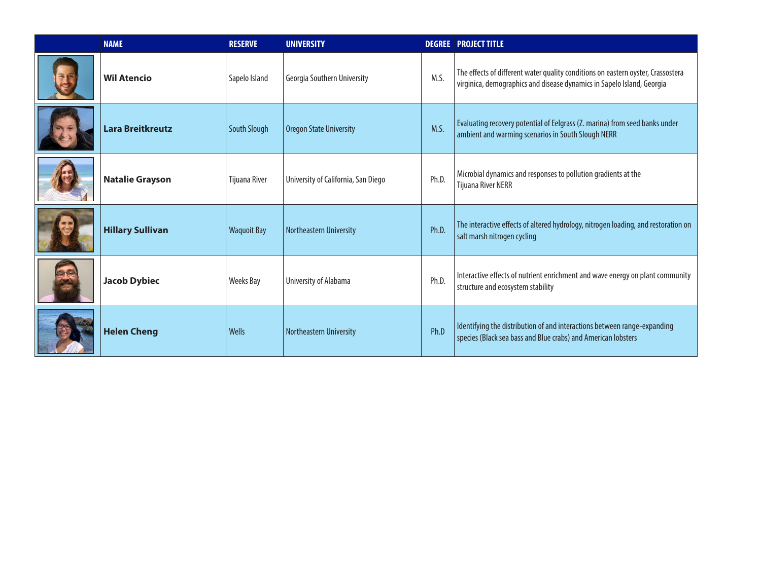| | NAME | RESERVE | UNIVERSITY | DEGREE | PROJECT TITLE |
|---|---|---|---|---|---|
| | **Wil Atencio** | Sapelo Island | Georgia Southern University | M.S. | The effects of different water quality conditions on eastern oyster, Crassostera virginica, demographics and disease dynamics in Sapelo Island, Georgia |
| | **Lara Breitkreutz** | South Slough | Oregon State University | M.S. | Evaluating recovery potential of Eelgrass (Z. marina) from seed banks under ambient and warming scenarios in South Slough NERR |
| | **Natalie Grayson** | Tijuana River | University of California, San Diego | Ph.D. | Microbial dynamics and responses to pollution gradients at the Tijuana River NERR |
| | **Hillary Sullivan** | Waquoit Bay | Northeastern University | Ph.D. | The interactive effects of altered hydrology, nitrogen loading, and restoration on salt marsh nitrogen cycling |
| | **Jacob Dybiec** | Weeks Bay | University of Alabama | Ph.D. | Interactive effects of nutrient enrichment and wave energy on plant community structure and ecosystem stability |
| | **Helen Cheng** | Wells | Northeastern University | Ph.D | Identifying the distribution of and interactions between range-expanding species (Black sea bass and Blue crabs) and American lobsters |